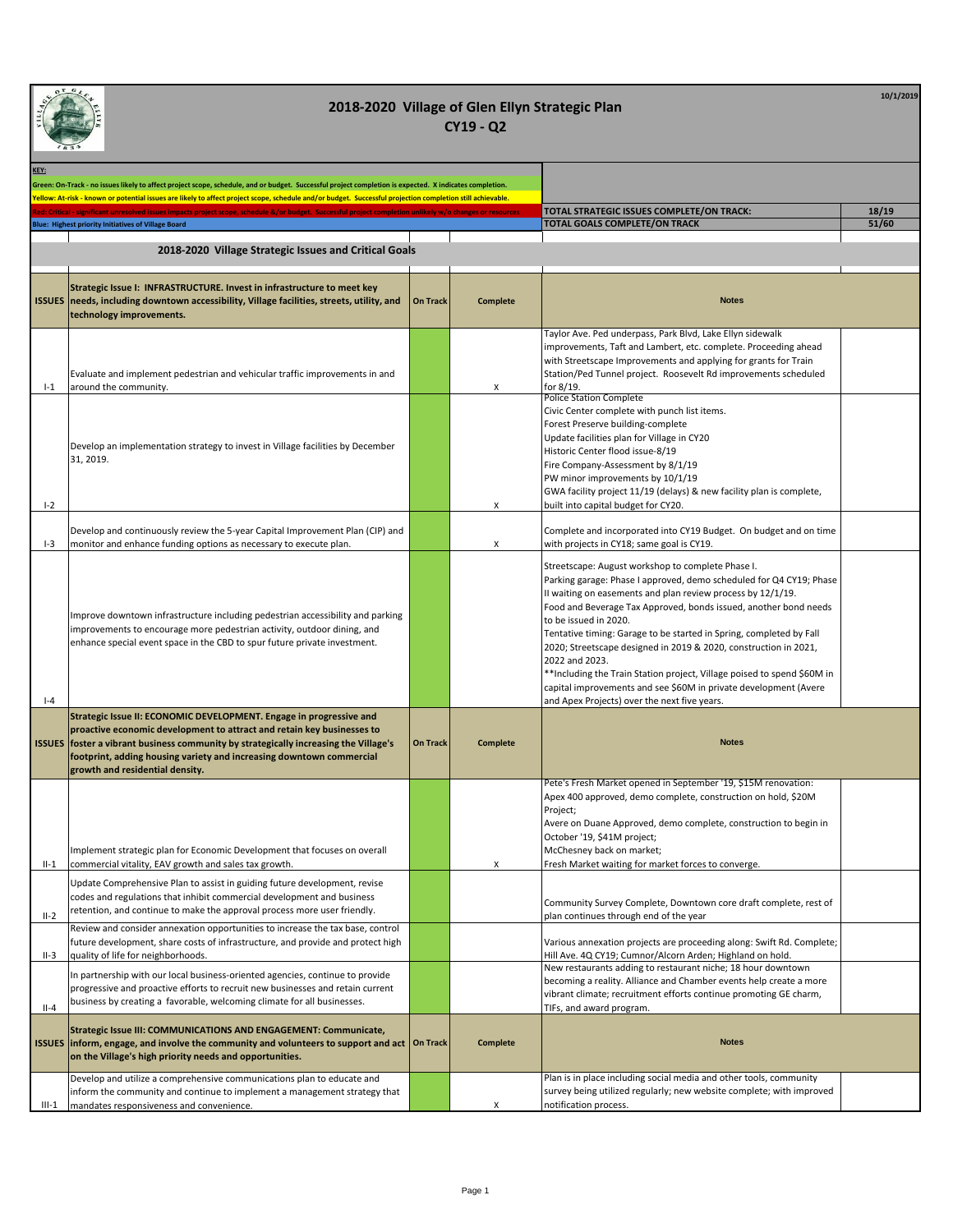# 2018-2020 Village of Glen Ellyn Strategic Plan

## CY19 - Q2

10/1/2019

**KEY:**

Green: On-Track - no issues likely to affect project scope, schedule, and or budget. Successful project completion is expected. X indicates completion.

Yellow: At-risk - known or potential issues are likely to affect project scope, schedule and/or budget. Successful projection completion still achievable.

Red: Critical - significant unresolved issues impacts project scope, schedule &/or budget. Successful project completion unlikely w/o changes or resources

Blue: Highest priority Initiatives of Village Board

| | |
|---|---|
| **TOTAL STRATEGIC ISSUES COMPLETE/ON TRACK:** | **18/19** |
| **TOTAL GOALS COMPLETE/ON TRACK** | **51/60** |

### 2018-2020 Village Strategic Issues and Critical Goals

| ISSUES | Strategic Issue | On Track | Complete | Notes |
|---|---|---|---|---|
| **ISSUES** | **Strategic Issue I: INFRASTRUCTURE. Invest in infrastructure to meet key needs, including downtown accessibility, Village facilities, streets, utility, and technology improvements.** | **On Track** | **Complete** | **Notes** |
| I-1 | Evaluate and implement pedestrian and vehicular traffic improvements in and around the community. | | X | Taylor Ave. Ped underpass, Park Blvd, Lake Ellyn sidewalk improvements, Taft and Lambert, etc. complete. Proceeding ahead with Streetscape Improvements and applying for grants for Train Station/Ped Tunnel project. Roosevelt Rd improvements scheduled for 8/19. |
| I-2 | Develop an implementation strategy to invest in Village facilities by December 31, 2019. | | X | Police Station Complete<br>Civic Center complete with punch list items.<br>Forest Preserve building-complete<br>Update facilities plan for Village in CY20<br>Historic Center flood issue-8/19<br>Fire Company-Assessment by 8/1/19<br>PW minor improvements by 10/1/19<br>GWA facility project 11/19 (delays) & new facility plan is complete, built into capital budget for CY20. |
| I-3 | Develop and continuously review the 5-year Capital Improvement Plan (CIP) and monitor and enhance funding options as necessary to execute plan. | | X | Complete and incorporated into CY19 Budget. On budget and on time with projects in CY18; same goal is CY19. |
| I-4 | Improve downtown infrastructure including pedestrian accessibility and parking improvements to encourage more pedestrian activity, outdoor dining, and enhance special event space in the CBD to spur future private investment. | | | Streetscape: August workshop to complete Phase I.<br>Parking garage: Phase I approved, demo scheduled for Q4 CY19; Phase II waiting on easements and plan review process by 12/1/19.<br>Food and Beverage Tax Approved, bonds issued, another bond needs to be issued in 2020.<br>Tentative timing: Garage to be started in Spring, completed by Fall 2020; Streetscape designed in 2019 & 2020, construction in 2021, 2022 and 2023.<br>**Including the Train Station project, Village poised to spend $60M in capital improvements and see $60M in private development (Avere and Apex Projects) over the next five years. |
| **ISSUES** | **Strategic Issue II: ECONOMIC DEVELOPMENT. Engage in progressive and proactive economic development to attract and retain key businesses to foster a vibrant business community by strategically increasing the Village's footprint, adding housing variety and increasing downtown commercial growth and residential density.** | **On Track** | **Complete** | **Notes** |
| II-1 | Implement strategic plan for Economic Development that focuses on overall commercial vitality, EAV growth and sales tax growth. | | X | Pete's Fresh Market opened in September '19, $15M renovation:<br>Apex 400 approved, demo complete, construction on hold, $20M Project;<br>Avere on Duane Approved, demo complete, construction to begin in October '19, $41M project;<br>McChesney back on market;<br>Fresh Market waiting for market forces to converge. |
| II-2 | Update Comprehensive Plan to assist in guiding future development, revise codes and regulations that inhibit commercial development and business retention, and continue to make the approval process more user friendly. | | | Community Survey Complete, Downtown core draft complete, rest of plan continues through end of the year |
| II-3 | Review and consider annexation opportunities to increase the tax base, control future development, share costs of infrastructure, and provide and protect high quality of life for neighborhoods. | | | Various annexation projects are proceeding along: Swift Rd. Complete; Hill Ave. 4Q CY19; Cumnor/Alcorn Arden; Highland on hold. |
| II-4 | In partnership with our local business-oriented agencies, continue to provide progressive and proactive efforts to recruit new businesses and retain current business by creating a favorable, welcoming climate for all businesses. | | | New restaurants adding to restaurant niche; 18 hour downtown becoming a reality. Alliance and Chamber events help create a more vibrant climate; recruitment efforts continue promoting GE charm, TIFs, and award program. |
| **ISSUES** | **Strategic Issue III: COMMUNICATIONS AND ENGAGEMENT: Communicate, inform, engage, and involve the community and volunteers to support and act on the Village's high priority needs and opportunities.** | **On Track** | **Complete** | **Notes** |
| III-1 | Develop and utilize a comprehensive communications plan to educate and inform the community and continue to implement a management strategy that mandates responsiveness and convenience. | | X | Plan is in place including social media and other tools, community survey being utilized regularly; new website complete; with improved notification process. |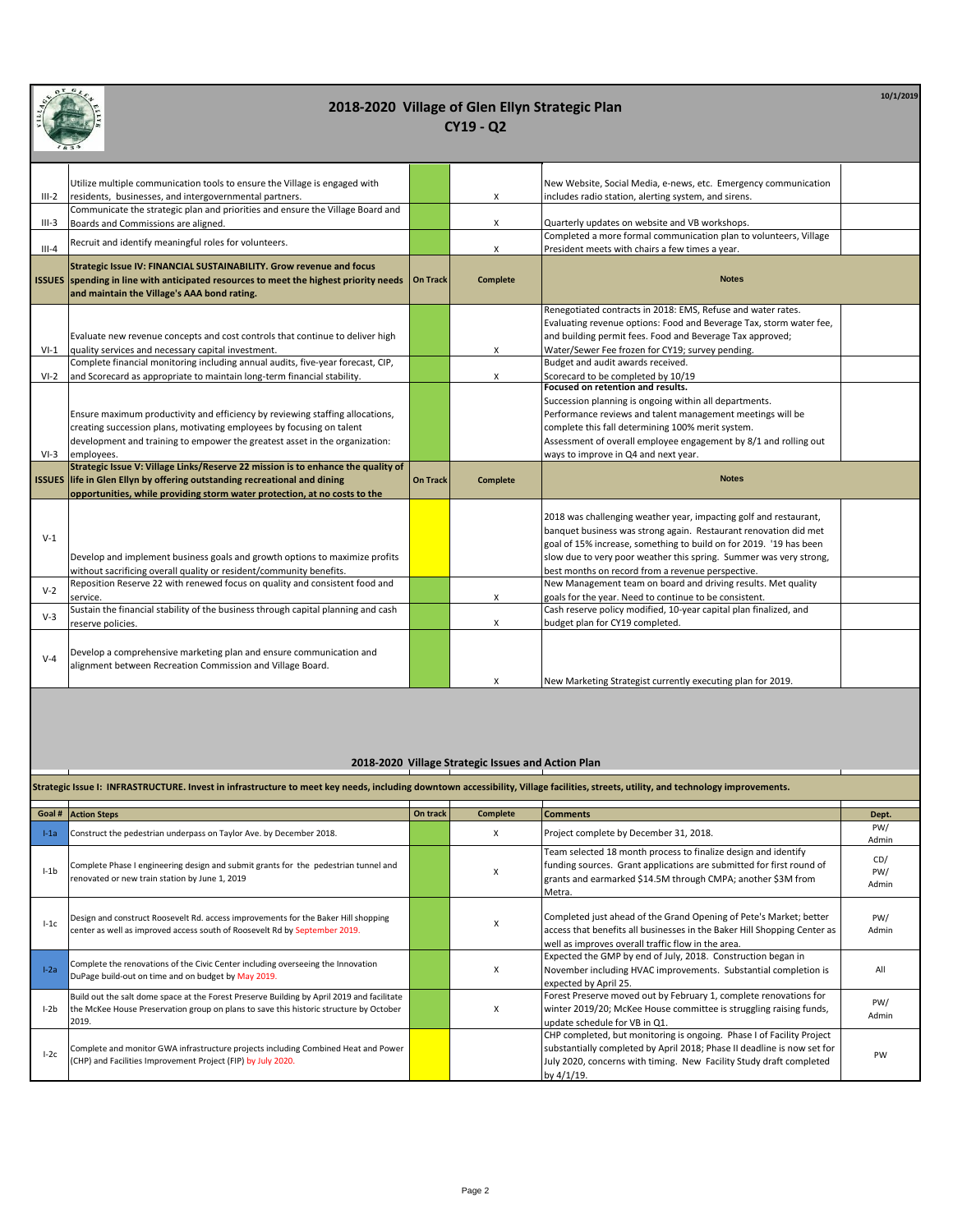# 2018-2020 Village of Glen Ellyn Strategic Plan

## CY19 - Q2

10/1/2019

| | | On Track | Complete | Notes | |
|---|---|---|---|---|---|
| III-2 | Utilize multiple communication tools to ensure the Village is engaged with residents, businesses, and intergovernmental partners. | | X | New Website, Social Media, e-news, etc. Emergency communication includes radio station, alerting system, and sirens. | |
| III-3 | Communicate the strategic plan and priorities and ensure the Village Board and Boards and Commissions are aligned. | | X | Quarterly updates on website and VB workshops. | |
| III-4 | Recruit and identify meaningful roles for volunteers. | | X | Completed a more formal communication plan to volunteers, Village President meets with chairs a few times a year. | |
| **ISSUES** | **Strategic Issue IV: FINANCIAL SUSTAINABILITY. Grow revenue and focus spending in line with anticipated resources to meet the highest priority needs and maintain the Village's AAA bond rating.** | **On Track** | **Complete** | **Notes** | |
| VI-1 | Evaluate new revenue concepts and cost controls that continue to deliver high quality services and necessary capital investment. | | X | Renegotiated contracts in 2018: EMS, Refuse and water rates. Evaluating revenue options: Food and Beverage Tax, storm water fee, and building permit fees. Food and Beverage Tax approved; Water/Sewer Fee frozen for CY19; survey pending. | |
| VI-2 | Complete financial monitoring including annual audits, five-year forecast, CIP, and Scorecard as appropriate to maintain long-term financial stability. | | X | Budget and audit awards received. Scorecard to be completed by 10/19 | |
| VI-3 | Ensure maximum productivity and efficiency by reviewing staffing allocations, creating succession plans, motivating employees by focusing on talent development and training to empower the greatest asset in the organization: employees. | | | **Focused on retention and results.** Succession planning is ongoing within all departments. Performance reviews and talent management meetings will be complete this fall determining 100% merit system. Assessment of overall employee engagement by 8/1 and rolling out ways to improve in Q4 and next year. | |
| **ISSUES** | **Strategic Issue V: Village Links/Reserve 22 mission is to enhance the quality of life in Glen Ellyn by offering outstanding recreational and dining opportunities, while providing storm water protection, at no costs to the** | **On Track** | **Complete** | **Notes** | |
| V-1 | Develop and implement business goals and growth options to maximize profits without sacrificing overall quality or resident/community benefits. | | | 2018 was challenging weather year, impacting golf and restaurant, banquet business was strong again. Restaurant renovation did met goal of 15% increase, something to build on for 2019. '19 has been slow due to very poor weather this spring. Summer was very strong, best months on record from a revenue perspective. | |
| V-2 | Reposition Reserve 22 with renewed focus on quality and consistent food and service. | | X | New Management team on board and driving results. Met quality goals for the year. Need to continue to be consistent. | |
| V-3 | Sustain the financial stability of the business through capital planning and cash reserve policies. | | X | Cash reserve policy modified, 10-year capital plan finalized, and budget plan for CY19 completed. | |
| V-4 | Develop a comprehensive marketing plan and ensure communication and alignment between Recreation Commission and Village Board. | | X | New Marketing Strategist currently executing plan for 2019. | |

## 2018-2020 Village Strategic Issues and Action Plan

**Strategic Issue I: INFRASTRUCTURE. Invest in infrastructure to meet key needs, including downtown accessibility, Village facilities, streets, utility, and technology improvements.**

| Goal # | Action Steps | On track | Complete | Comments | Dept. |
|---|---|---|---|---|---|
| I-1a | Construct the pedestrian underpass on Taylor Ave. by December 2018. | | X | Project complete by December 31, 2018. | PW/ Admin |
| I-1b | Complete Phase I engineering design and submit grants for the pedestrian tunnel and renovated or new train station by June 1, 2019 | | X | Team selected 18 month process to finalize design and identify funding sources. Grant applications are submitted for first round of grants and earmarked $14.5M through CMPA; another $3M from Metra. | CD/ PW/ Admin |
| I-1c | Design and construct Roosevelt Rd. access improvements for the Baker Hill shopping center as well as improved access south of Roosevelt Rd by September 2019. | | X | Completed just ahead of the Grand Opening of Pete's Market; better access that benefits all businesses in the Baker Hill Shopping Center as well as improves overall traffic flow in the area. | PW/ Admin |
| I-2a | Complete the renovations of the Civic Center including overseeing the Innovation DuPage build-out on time and on budget by May 2019. | | X | Expected the GMP by end of July, 2018. Construction began in November including HVAC improvements. Substantial completion is expected by April 25. | All |
| I-2b | Build out the salt dome space at the Forest Preserve Building by April 2019 and facilitate the McKee House Preservation group on plans to save this historic structure by October 2019. | | X | Forest Preserve moved out by February 1, complete renovations for winter 2019/20; McKee House committee is struggling raising funds, update schedule for VB in Q1. | PW/ Admin |
| I-2c | Complete and monitor GWA infrastructure projects including Combined Heat and Power (CHP) and Facilities Improvement Project (FIP) by July 2020. | | | CHP completed, but monitoring is ongoing. Phase I of Facility Project substantially completed by April 2018; Phase II deadline is now set for July 2020, concerns with timing. New Facility Study draft completed by 4/1/19. | PW |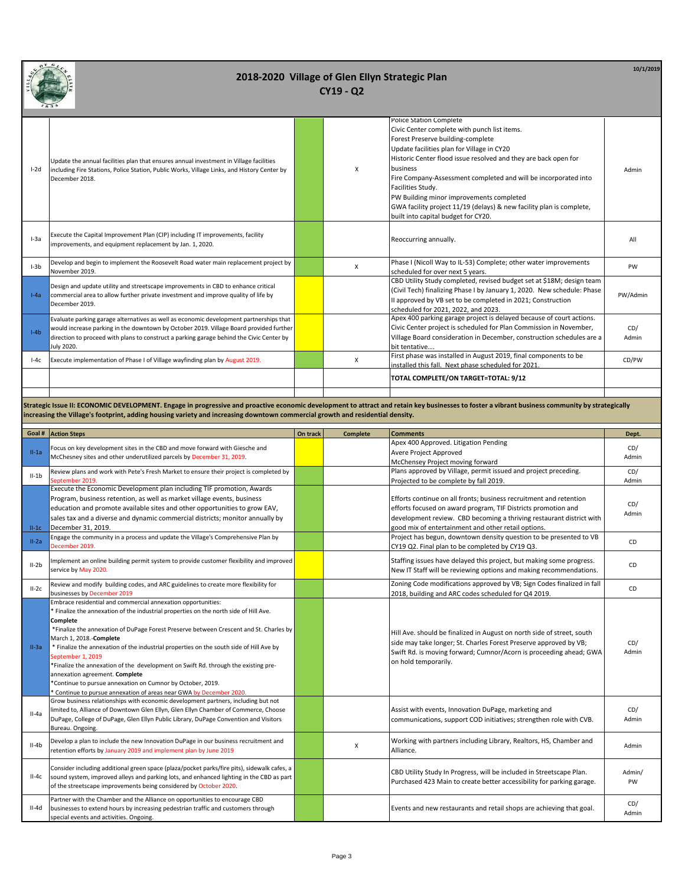# 2018-2020 Village of Glen Ellyn Strategic Plan

## CY19 - Q2

10/1/2019

| Goal # | Action Steps | On track | Complete | Comments | Dept. |
|---|---|---|---|---|---|
| I-2d | Update the annual facilities plan that ensures annual investment in Village facilities including Fire Stations, Police Station, Public Works, Village Links, and History Center by December 2018. | | X | Police Station Complete<br>Civic Center complete with punch list items.<br>Forest Preserve building-complete<br>Update facilities plan for Village in CY20<br>Historic Center flood issue resolved and they are back open for business<br>Fire Company-Assessment completed and will be incorporated into Facilities Study.<br>PW Building minor improvements completed<br>GWA facility project 11/19 (delays) & new facility plan is complete, built into capital budget for CY20. | Admin |
| I-3a | Execute the Capital Improvement Plan (CIP) including IT improvements, facility improvements, and equipment replacement by Jan. 1, 2020. | | | Reoccurring annually. | All |
| I-3b | Develop and begin to implement the Roosevelt Road water main replacement project by November 2019. | | X | Phase I (Nicoll Way to IL-53) Complete; other water improvements scheduled for over next 5 years. | PW |
| I-4a | Design and update utility and streetscape improvements in CBD to enhance critical commercial area to allow further private investment and improve quality of life by December 2019. | | | CBD Utility Study completed, revised budget set at $18M; design team (Civil Tech) finalizing Phase I by January 1, 2020. New schedule: Phase II approved by VB set to be completed in 2021; Construction scheduled for 2021, 2022, and 2023. | PW/Admin |
| I-4b | Evaluate parking garage alternatives as well as economic development partnerships that would increase parking in the downtown by October 2019. Village Board provided further direction to proceed with plans to construct a parking garage behind the Civic Center by July 2020. | | | Apex 400 parking garage project is delayed because of court actions. Civic Center project is scheduled for Plan Commission in November, Village Board consideration in December, construction schedules are a bit tentative…. | CD/ Admin |
| I-4c | Execute implementation of Phase I of Village wayfinding plan by August 2019. | | X | First phase was installed in August 2019, final components to be installed this fall. Next phase scheduled for 2021. | CD/PW |
| | | | | **TOTAL COMPLETE/ON TARGET=TOTAL: 9/12** | |

**Strategic Issue II: ECONOMIC DEVELOPMENT. Engage in progressive and proactive economic development to attract and retain key businesses to foster a vibrant business community by strategically increasing the Village's footprint, adding housing variety and increasing downtown commercial growth and residential density.**

| Goal # | Action Steps | On track | Complete | Comments | Dept. |
|---|---|---|---|---|---|
| II-1a | Focus on key development sites in the CBD and move forward with Giesche and McChesney sites and other underutilized parcels by December 31, 2019. | | | Apex 400 Approved. Litigation Pending<br>Avere Project Approved<br>McChensey Project moving forward | CD/ Admin |
| II-1b | Review plans and work with Pete's Fresh Market to ensure their project is completed by September 2019. | | | Plans approved by Village, permit issued and project preceding. Projected to be complete by fall 2019. | CD/ Admin |
| II-1c | Execute the Economic Development plan including TIF promotion, Awards Program, business retention, as well as market village events, business education and promote available sites and other opportunities to grow EAV, sales tax and a diverse and dynamic commercial districts; monitor annually by December 31, 2019. | | | Efforts continue on all fronts; business recruitment and retention efforts focused on award program, TIF Districts promotion and development review. CBD becoming a thriving restaurant district with good mix of entertainment and other retail options. | CD/ Admin |
| II-2a | Engage the community in a process and update the Village's Comprehensive Plan by December 2019. | | | Project has begun, downtown density question to be presented to VB CY19 Q2. Final plan to be completed by CY19 Q3. | CD |
| II-2b | Implement an online building permit system to provide customer flexibility and improved service by May 2020. | | | Staffing issues have delayed this project, but making some progress. New IT Staff will be reviewing options and making recommendations. | CD |
| II-2c | Review and modify building codes, and ARC guidelines to create more flexibility for businesses by December 2019 | | | Zoning Code modifications approved by VB; Sign Codes finalized in fall 2018, building and ARC codes scheduled for Q4 2019. | CD |
| II-3a | Embrace residential and commercial annexation opportunities:<br>* Finalize the annexation of the industrial properties on the north side of Hill Ave. **Complete**<br>*Finalize the annexation of DuPage Forest Preserve between Crescent and St. Charles by March 1, 2018.-**Complete**<br>* Finalize the annexation of the industrial properties on the south side of Hill Ave by September 1, 2019<br>*Finalize the annexation of the development on Swift Rd. through the existing pre-annexation agreement. **Complete**<br>*Continue to pursue annexation on Cumnor by October, 2019.<br>* Continue to pursue annexation of areas near GWA by December 2020. | | | Hill Ave. should be finalized in August on north side of street, south side may take longer; St. Charles Forest Preserve approved by VB; Swift Rd. is moving forward; Cumnor/Acorn is proceeding ahead; GWA on hold temporarily. | CD/ Admin |
| II-4a | Grow business relationships with economic development partners, including but not limited to, Alliance of Downtown Glen Ellyn, Glen Ellyn Chamber of Commerce, Choose DuPage, College of DuPage, Glen Ellyn Public Library, DuPage Convention and Visitors Bureau. Ongoing. | | | Assist with events, Innovation DuPage, marketing and communications, support COD initiatives; strengthen role with CVB. | CD/ Admin |
| II-4b | Develop a plan to include the new Innovation DuPage in our business recruitment and retention efforts by January 2019 and implement plan by June 2019 | | X | Working with partners including Library, Realtors, HS, Chamber and Alliance. | Admin |
| II-4c | Consider including additional green space (plaza/pocket parks/fire pits), sidewalk cafes, a sound system, improved alleys and parking lots, and enhanced lighting in the CBD as part of the streetscape improvements being considered by October 2020. | | | CBD Utility Study In Progress, will be included in Streetscape Plan. Purchased 423 Main to create better accessibility for parking garage. | Admin/ PW |
| II-4d | Partner with the Chamber and the Alliance on opportunities to encourage CBD businesses to extend hours by increasing pedestrian traffic and customers through special events and activities. Ongoing. | | | Events and new restaurants and retail shops are achieving that goal. | CD/ Admin |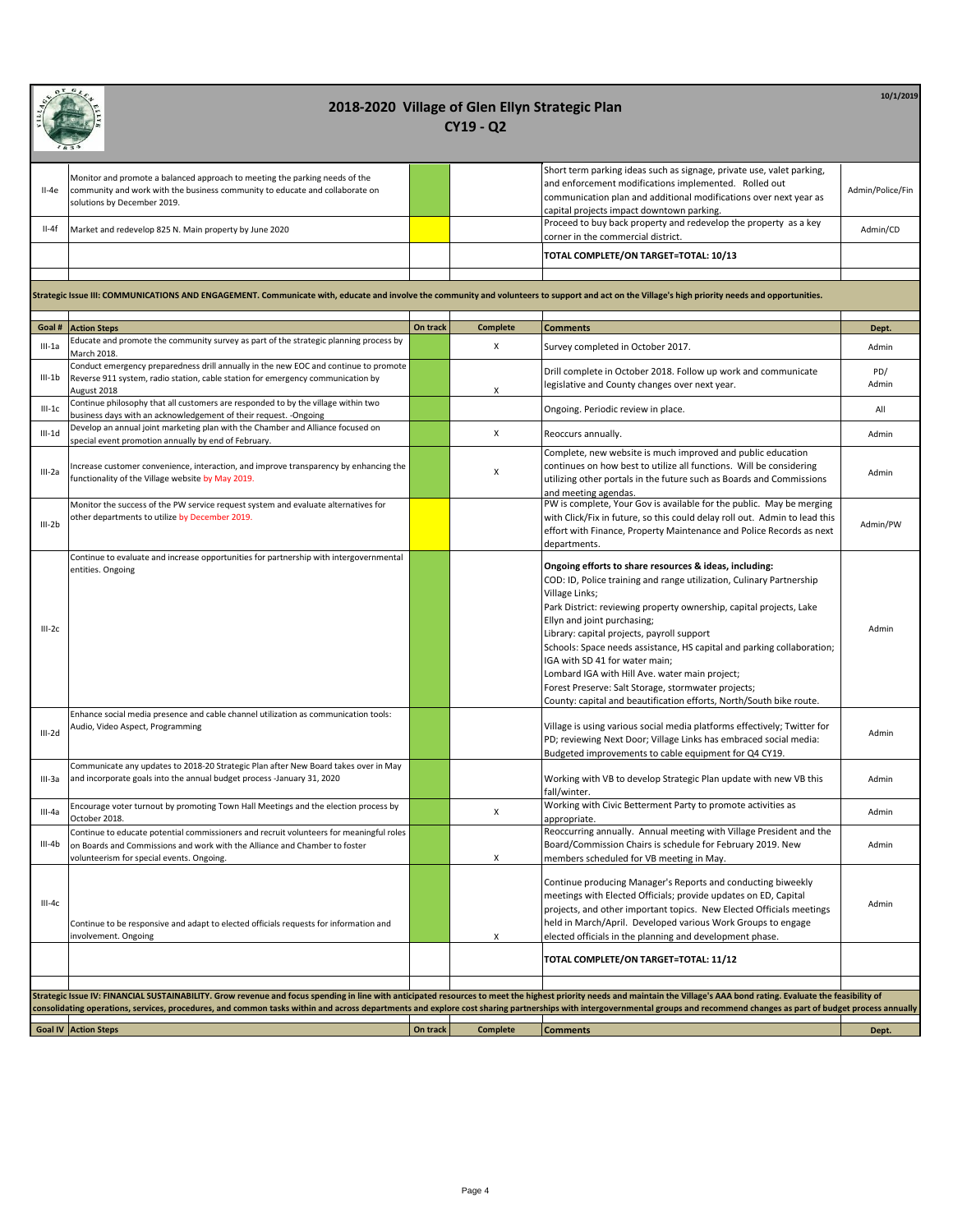# 2018-2020 Village of Glen Ellyn Strategic Plan

## CY19 - Q2

10/1/2019

| | | | | | |
|---|---|---|---|---|---|
| II-4e | Monitor and promote a balanced approach to meeting the parking needs of the community and work with the business community to educate and collaborate on solutions by December 2019. | | | Short term parking ideas such as signage, private use, valet parking, and enforcement modifications implemented. Rolled out communication plan and additional modifications over next year as capital projects impact downtown parking. | Admin/Police/Fin |
| II-4f | Market and redevelop 825 N. Main property by June 2020 | | | Proceed to buy back property and redevelop the property as a key corner in the commercial district. | Admin/CD |
| | | | | **TOTAL COMPLETE/ON TARGET=TOTAL: 10/13** | |

**Strategic Issue III: COMMUNICATIONS AND ENGAGEMENT. Communicate with, educate and involve the community and volunteers to support and act on the Village's high priority needs and opportunities.**

| Goal # | Action Steps | On track | Complete | Comments | Dept. |
|---|---|---|---|---|---|
| III-1a | Educate and promote the community survey as part of the strategic planning process by March 2018. | | X | Survey completed in October 2017. | Admin |
| III-1b | Conduct emergency preparedness drill annually in the new EOC and continue to promote Reverse 911 system, radio station, cable station for emergency communication by August 2018 | | X | Drill complete in October 2018. Follow up work and communicate legislative and County changes over next year. | PD/ Admin |
| III-1c | Continue philosophy that all customers are responded to by the village within two business days with an acknowledgement of their request. -Ongoing | | | Ongoing. Periodic review in place. | All |
| III-1d | Develop an annual joint marketing plan with the Chamber and Alliance focused on special event promotion annually by end of February. | | X | Reoccurs annually. | Admin |
| III-2a | Increase customer convenience, interaction, and improve transparency by enhancing the functionality of the Village website by May 2019. | | X | Complete, new website is much improved and public education continues on how best to utilize all functions. Will be considering utilizing other portals in the future such as Boards and Commissions and meeting agendas. | Admin |
| III-2b | Monitor the success of the PW service request system and evaluate alternatives for other departments to utilize by December 2019. | | | PW is complete, Your Gov is available for the public. May be merging with Click/Fix in future, so this could delay roll out. Admin to lead this effort with Finance, Property Maintenance and Police Records as next departments. | Admin/PW |
| III-2c | Continue to evaluate and increase opportunities for partnership with intergovernmental entities. Ongoing | | | **Ongoing efforts to share resources & ideas, including:** COD: ID, Police training and range utilization, Culinary Partnership Village Links; Park District: reviewing property ownership, capital projects, Lake Ellyn and joint purchasing; Library: capital projects, payroll support Schools: Space needs assistance, HS capital and parking collaboration; IGA with SD 41 for water main; Lombard IGA with Hill Ave. water main project; Forest Preserve: Salt Storage, stormwater projects; County: capital and beautification efforts, North/South bike route. | Admin |
| III-2d | Enhance social media presence and cable channel utilization as communication tools: Audio, Video Aspect, Programming | | | Village is using various social media platforms effectively; Twitter for PD; reviewing Next Door; Village Links has embraced social media: Budgeted improvements to cable equipment for Q4 CY19. | Admin |
| III-3a | Communicate any updates to 2018-20 Strategic Plan after New Board takes over in May and incorporate goals into the annual budget process -January 31, 2020 | | | Working with VB to develop Strategic Plan update with new VB this fall/winter. | Admin |
| III-4a | Encourage voter turnout by promoting Town Hall Meetings and the election process by October 2018. | | X | Working with Civic Betterment Party to promote activities as appropriate. | Admin |
| III-4b | Continue to educate potential commissioners and recruit volunteers for meaningful roles on Boards and Commissions and work with the Alliance and Chamber to foster volunteerism for special events. Ongoing. | | X | Reoccurring annually. Annual meeting with Village President and the Board/Commission Chairs is schedule for February 2019. New members scheduled for VB meeting in May. | Admin |
| III-4c | Continue to be responsive and adapt to elected officials requests for information and involvement. Ongoing | | X | Continue producing Manager's Reports and conducting biweekly meetings with Elected Officials; provide updates on ED, Capital projects, and other important topics. New Elected Officials meetings held in March/April. Developed various Work Groups to engage elected officials in the planning and development phase. | Admin |
| | | | | **TOTAL COMPLETE/ON TARGET=TOTAL: 11/12** | |

**Strategic Issue IV: FINANCIAL SUSTAINABILITY. Grow revenue and focus spending in line with anticipated resources to meet the highest priority needs and maintain the Village's AAA bond rating. Evaluate the feasibility of consolidating operations, services, procedures, and common tasks within and across departments and explore cost sharing partnerships with intergovernmental groups and recommend changes as part of budget process annually**

| Goal IV | Action Steps | On track | Complete | Comments | Dept. |
|---|---|---|---|---|---|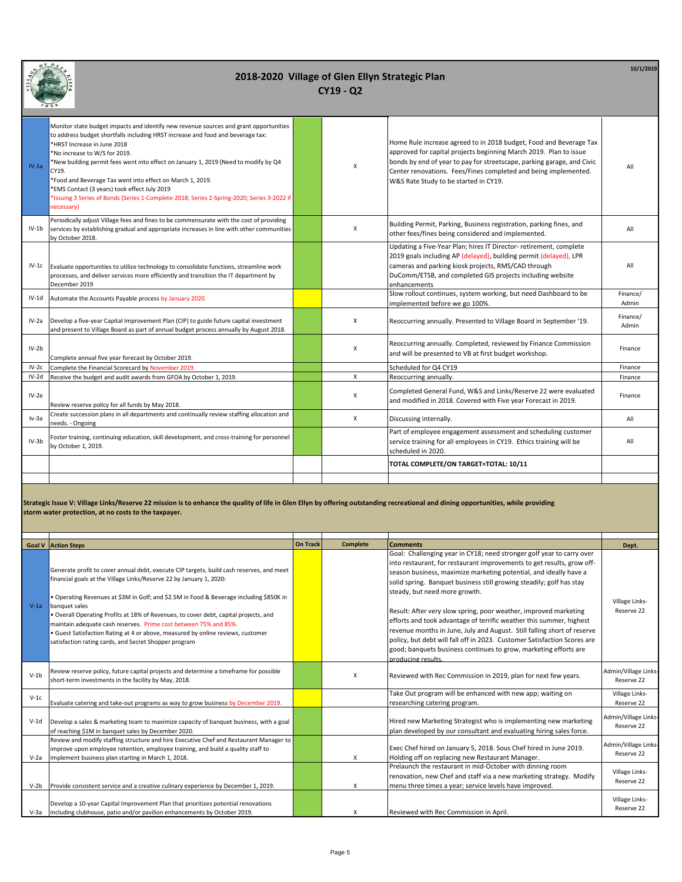# 2018-2020 Village of Glen Ellyn Strategic Plan

## CY19 - Q2

10/1/2019

| | | | | | |
|---|---|---|---|---|---|
| IV-1a | Monitor state budget impacts and identify new revenue sources and grant opportunities to address budget shortfalls including HRST increase and food and beverage tax:<br>*HRST Increase in June 2018<br>*No increase to W/S for 2019.<br>*New building permit fees went into effect on January 1, 2019 (Need to modify by Q4 CY19.<br>*Food and Beverage Tax went into effect on March 1, 2019.<br>*EMS Contact (3 years) took effect July 2019<br>*Issuing 3 Series of Bonds (Series 1-Complete-2018; Series 2-Spring-2020; Series 3-2022 if necessary) | | X | Home Rule increase agreed to in 2018 budget, Food and Beverage Tax approved for capital projects beginning March 2019. Plan to issue bonds by end of year to pay for streetscape, parking garage, and Civic Center renovations. Fees/Fines completed and being implemented. W&S Rate Study to be started in CY19. | All |
| IV-1b | Periodically adjust Village fees and fines to be commensurate with the cost of providing services by establishing gradual and appropriate increases in line with other communities by October 2018. | | X | Building Permit, Parking, Business registration, parking fines, and other fees/fines being considered and implemented. | All |
| IV-1c | Evaluate opportunities to utilize technology to consolidate functions, streamline work processes, and deliver services more efficiently and transition the IT department by December 2019 | | | Updating a Five-Year Plan; hires IT Director- retirement, complete 2019 goals including AP (delayed), building permit (delayed), LPR cameras and parking kiosk projects, RMS/CAD through DuComm/ETSB, and completed GIS projects including website enhancements | All |
| IV-1d | Automate the Accounts Payable process by January 2020. | | | Slow rollout continues, system working, but need Dashboard to be implemented before we go 100%. | Finance/ Admin |
| IV-2a | Develop a five-year Capital Improvement Plan (CIP) to guide future capital investment and present to Village Board as part of annual budget process annually by August 2018. | | X | Reoccurring annually. Presented to Village Board in September '19. | Finance/ Admin |
| IV-2b | Complete annual five year forecast by October 2019. | | X | Reoccurring annually. Completed, reviewed by Finance Commission and will be presented to VB at first budget workshop. | Finance |
| IV-2c | Complete the Financial Scorecard by November 2019. | | | Scheduled for Q4 CY19 | Finance |
| IV-2d | Receive the budget and audit awards from GFOA by October 1, 2019. | | X | Reoccurring annually. | Finance |
| IV-2e | Review reserve policy for all funds by May 2018. | | X | Completed General Fund, W&S and Links/Reserve 22 were evaluated and modified in 2018. Covered with Five year Forecast in 2019. | Finance |
| Iv-3a | Create succession plans in all departments and continually review staffing allocation and needs. - Ongoing | | X | Discussing internally. | All |
| IV-3b | Foster training, continuing education, skill development, and cross-training for personnel by October 1, 2019. | | | Part of employee engagement assessment and scheduling customer service training for all employees in CY19. Ethics training will be scheduled in 2020. | All |
| | | | | **TOTAL COMPLETE/ON TARGET=TOTAL: 10/11** | |

**Strategic Issue V: Village Links/Reserve 22 mission is to enhance the quality of life in Glen Ellyn by offering outstanding recreational and dining opportunities, while providing storm water protection, at no costs to the taxpayer.**

| Goal V | Action Steps | On Track | Complete | Comments | Dept. |
|---|---|---|---|---|---|
| V-1a | Generate profit to cover annual debt, execute CIP targets, build cash reserves, and meet financial goals at the Village Links/Reserve 22 by January 1, 2020:<br><br>• Operating Revenues at $3M in Golf; and $2.5M in Food & Beverage including $850K in banquet sales<br>• Overall Operating Profits at 18% of Revenues, to cover debt, capital projects, and maintain adequate cash reserves. Prime cost between 75% and 85%.<br>• Guest Satisfaction Rating at 4 or above, measured by online reviews, customer satisfaction rating cards, and Secret Shopper program | | | Goal: Challenging year in CY18; need stronger golf year to carry over into restaurant, for restaurant improvements to get results, grow off-season business, maximize marketing potential, and ideally have a solid spring. Banquet business still growing steadily; golf has stay steady, but need more growth.<br><br>Result: After very slow spring, poor weather, improved marketing efforts and took advantage of terrific weather this summer, highest revenue months in June, July and August. Still falling short of reserve policy, but debt will fall off in 2023. Customer Satisfaction Scores are good; banquets business continues to grow, marketing efforts are producing results. | Village Links- Reserve 22 |
| V-1b | Review reserve policy, future capital projects and determine a timeframe for possible short-term investments in the facility by May, 2018. | | X | Reviewed with Rec Commission in 2019, plan for next few years. | Admin/Village Links- Reserve 22 |
| V-1c | Evaluate catering and take-out programs as way to grow business by December 2019. | | | Take Out program will be enhanced with new app; waiting on researching catering program. | Village Links- Reserve 22 |
| V-1d | Develop a sales & marketing team to maximize capacity of banquet business, with a goal of reaching $1M in banquet sales by December 2020. | | | Hired new Marketing Strategist who is implementing new marketing plan developed by our consultant and evaluating hiring sales force. | Admin/Village Links- Reserve 22 |
| V-2a | Review and modify staffing structure and hire Executive Chef and Restaurant Manager to improve upon employee retention, employee training, and build a quality staff to implement business plan starting in March 1, 2018. | | X | Exec Chef hired on January 5, 2018. Sous Chef hired in June 2019. Holding off on replacing new Restaurant Manager. | Admin/Village Links- Reserve 22 |
| V-2b | Provide consistent service and a creative culinary experience by December 1, 2019. | | X | Prelaunch the restaurant in mid-October with dinning room renovation, new Chef and staff via a new marketing strategy. Modify menu three times a year; service levels have improved. | Village Links- Reserve 22 |
| V-3a | Develop a 10-year Capital Improvement Plan that prioritizes potential renovations including clubhouse, patio and/or pavilion enhancements by October 2019. | | X | Reviewed with Rec Commission in April. | Village Links- Reserve 22 |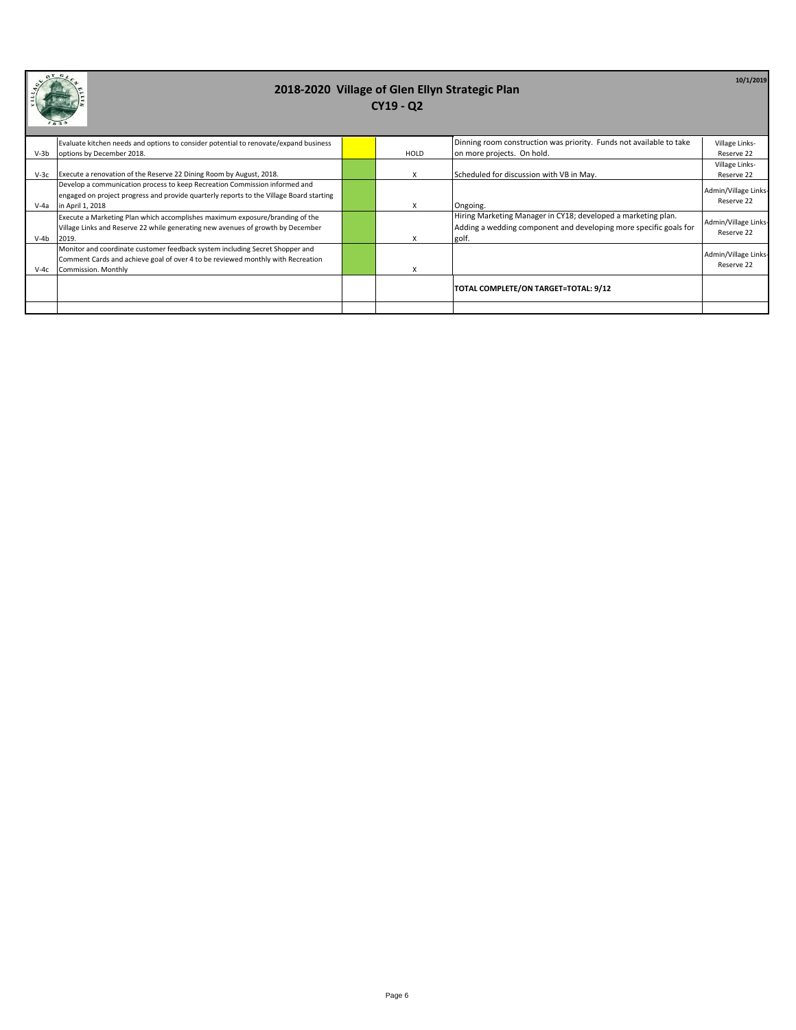# 2018-2020 Village of Glen Ellyn Strategic Plan

## CY19 - Q2

10/1/2019

| | | | | | |
|---|---|---|---|---|---|
| V-3b | Evaluate kitchen needs and options to consider potential to renovate/expand business options by December 2018. | | HOLD | Dinning room construction was priority. Funds not available to take on more projects. On hold. | Village Links-Reserve 22 |
| V-3c | Execute a renovation of the Reserve 22 Dining Room by August, 2018. | | X | Scheduled for discussion with VB in May. | Village Links-Reserve 22 |
| V-4a | Develop a communication process to keep Recreation Commission informed and engaged on project progress and provide quarterly reports to the Village Board starting in April 1, 2018 | | X | Ongoing. | Admin/Village Links-Reserve 22 |
| V-4b | Execute a Marketing Plan which accomplishes maximum exposure/branding of the Village Links and Reserve 22 while generating new avenues of growth by December 2019. | | X | Hiring Marketing Manager in CY18; developed a marketing plan. Adding a wedding component and developing more specific goals for golf. | Admin/Village Links-Reserve 22 |
| V-4c | Monitor and coordinate customer feedback system including Secret Shopper and Comment Cards and achieve goal of over 4 to be reviewed monthly with Recreation Commission. Monthly | | X | | Admin/Village Links-Reserve 22 |
| | | | | **TOTAL COMPLETE/ON TARGET=TOTAL: 9/12** | |
| | | | | | |